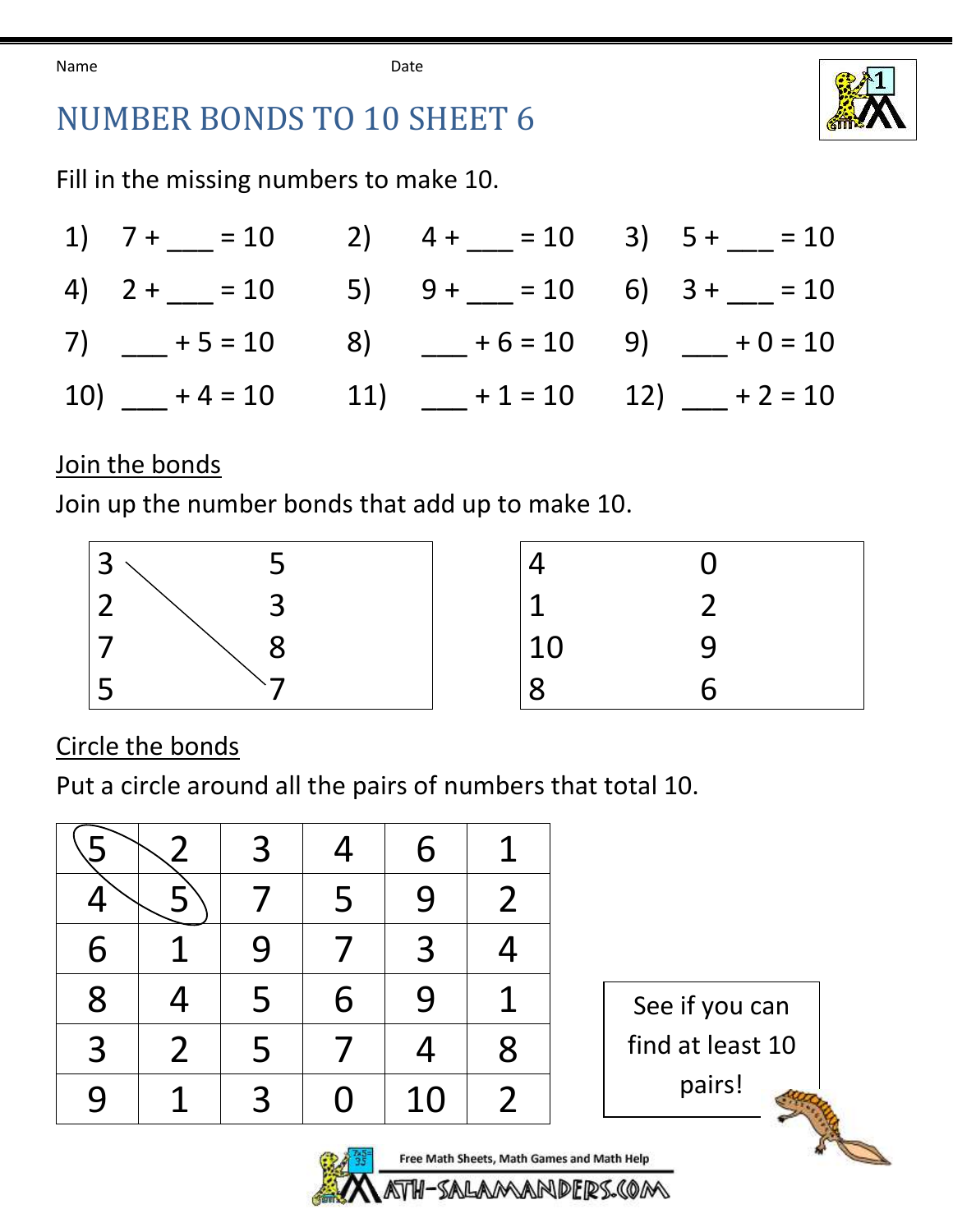Name Date

# NUMBER BONDS TO 10 SHEET 6

Fill in the missing numbers to make 10.

1) 7 + ___ = 10  2) 4 + ___ = 10  3) 5 + ___ = 10

4) 2 + ___ = 10  5) 9 + ___ = 10  6) 3 + ___ = 10

7) ___ + 5 = 10  8) ___ + 6 = 10  9) ___ + 0 = 10

10) ___ + 4 = 10  11) ___ + 1 = 10  12) ___ + 2 = 10

## Join the bonds

Join up the number bonds that add up to make 10.

| | |
|---|---|
| 3 | 5 |
| 2 | 3 |
| 7 | 8 |
| 5 | 7 |

| | |
|---|---|
| 4 | 0 |
| 1 | 2 |
| 10 | 9 |
| 8 | 6 |

## Circle the bonds

Put a circle around all the pairs of numbers that total 10.

| | | | | | |
|---|---|---|---|---|---|
| 5 | 2 | 3 | 4 | 6 | 1 |
| 4 | 5 | 7 | 5 | 9 | 2 |
| 6 | 1 | 9 | 7 | 3 | 4 |
| 8 | 4 | 5 | 6 | 9 | 1 |
| 3 | 2 | 5 | 7 | 4 | 8 |
| 9 | 1 | 3 | 0 | 10 | 2 |

See if you can find at least 10 pairs!

Free Math Sheets, Math Games and Math Help

MATH-SALAMANDERS.COM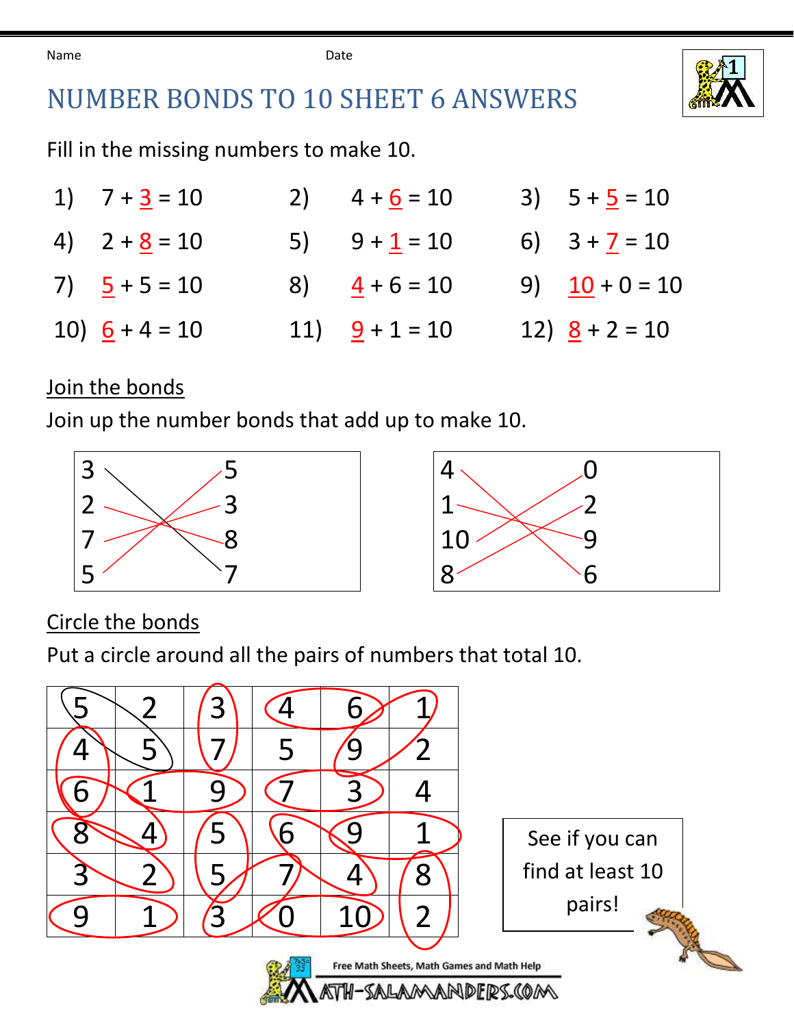Name Date

# NUMBER BONDS TO 10 SHEET 6 ANSWERS

Fill in the missing numbers to make 10.

| | | |
|---|---|---|
| 1) 7 + 3 = 10 | 2) 4 + 6 = 10 | 3) 5 + 5 = 10 |
| 4) 2 + 8 = 10 | 5) 9 + 1 = 10 | 6) 3 + 7 = 10 |
| 7) 5 + 5 = 10 | 8) 4 + 6 = 10 | 9) 10 + 0 = 10 |
| 10) 6 + 4 = 10 | 11) 9 + 1 = 10 | 12) 8 + 2 = 10 |

## Join the bonds

Join up the number bonds that add up to make 10.

| | |
|---|---|
| 3 | 5 |
| 2 | 3 |
| 7 | 8 |
| 5 | 7 |

| | |
|---|---|
| 4 | 0 |
| 1 | 2 |
| 10 | 9 |
| 8 | 6 |

## Circle the bonds

Put a circle around all the pairs of numbers that total 10.

| | | | | | |
|---|---|---|---|---|---|
| 5 | 2 | 3 | 4 | 6 | 1 |
| 4 | 5 | 7 | 5 | 9 | 2 |
| 6 | 1 | 9 | 7 | 3 | 4 |
| 8 | 4 | 5 | 6 | 9 | 1 |
| 3 | 2 | 5 | 7 | 4 | 8 |
| 9 | 1 | 3 | 0 | 10 | 2 |

See if you can find at least 10 pairs!